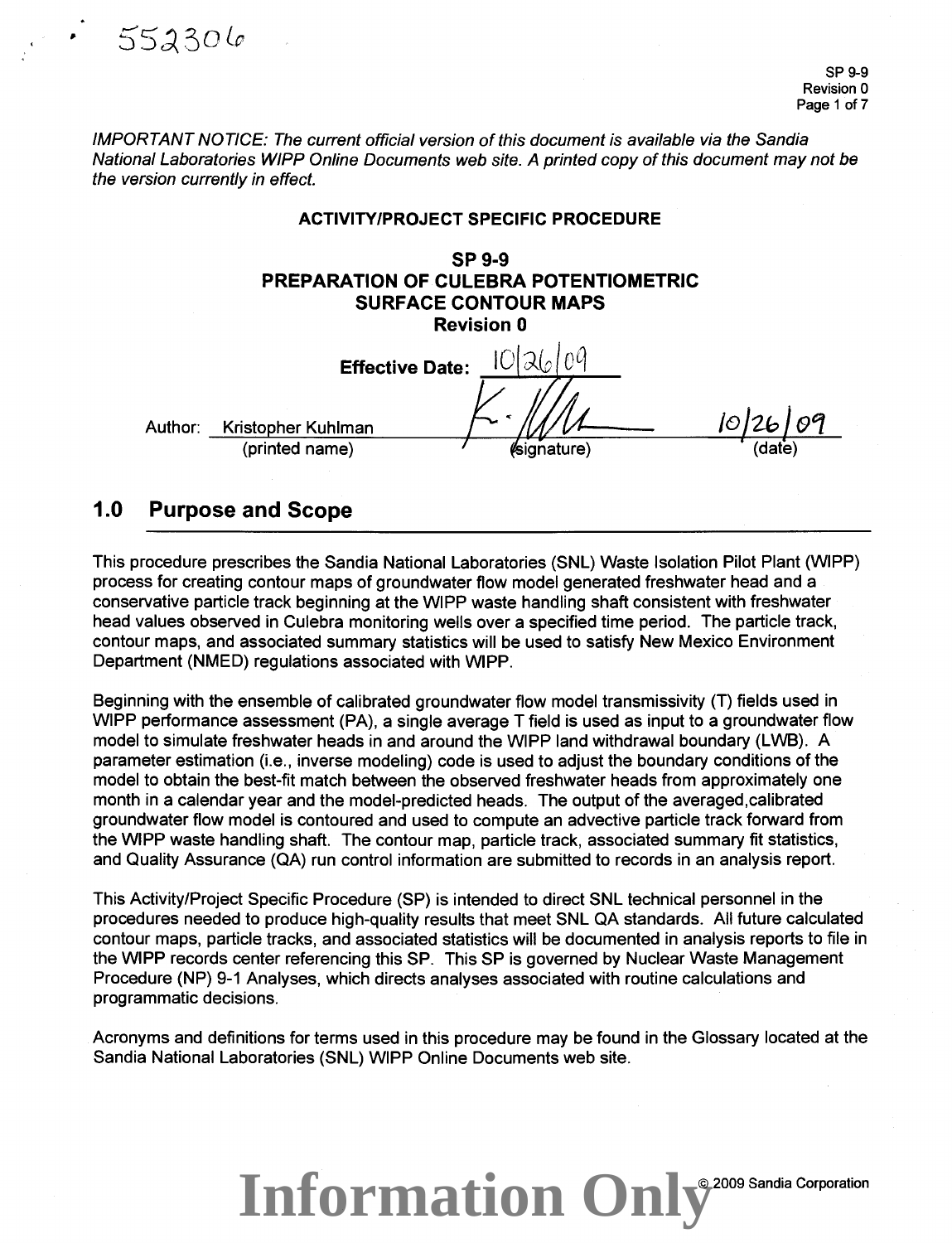552306

SP 9-9
Revision 0

*IMPORTANT NOTICE: The current official version of this document is available via the Sandia National Laboratories WIPP Online Documents web site. A printed copy of this document may not be the version currently in effect.*

**ACTIVITY/PROJECT SPECIFIC PROCEDURE**

**SP 9-9**
**PREPARATION OF CULEBRA POTENTIOMETRIC SURFACE CONTOUR MAPS**
**Revision 0**

**Effective Date:** 10/26/09

Author: Kristopher Kuhlman (printed name) — (signature) — 10/26/09 (date)

## 1.0 Purpose and Scope

This procedure prescribes the Sandia National Laboratories (SNL) Waste Isolation Pilot Plant (WIPP) process for creating contour maps of groundwater flow model generated freshwater head and a conservative particle track beginning at the WIPP waste handling shaft consistent with freshwater head values observed in Culebra monitoring wells over a specified time period. The particle track, contour maps, and associated summary statistics will be used to satisfy New Mexico Environment Department (NMED) regulations associated with WIPP.

Beginning with the ensemble of calibrated groundwater flow model transmissivity (T) fields used in WIPP performance assessment (PA), a single average T field is used as input to a groundwater flow model to simulate freshwater heads in and around the WIPP land withdrawal boundary (LWB). A parameter estimation (i.e., inverse modeling) code is used to adjust the boundary conditions of the model to obtain the best-fit match between the observed freshwater heads from approximately one month in a calendar year and the model-predicted heads. The output of the averaged,calibrated groundwater flow model is contoured and used to compute an advective particle track forward from the WIPP waste handling shaft. The contour map, particle track, associated summary fit statistics, and Quality Assurance (QA) run control information are submitted to records in an analysis report.

This Activity/Project Specific Procedure (SP) is intended to direct SNL technical personnel in the procedures needed to produce high-quality results that meet SNL QA standards. All future calculated contour maps, particle tracks, and associated statistics will be documented in analysis reports to file in the WIPP records center referencing this SP. This SP is governed by Nuclear Waste Management Procedure (NP) 9-1 Analyses, which directs analyses associated with routine calculations and programmatic decisions.

Acronyms and definitions for terms used in this procedure may be found in the Glossary located at the Sandia National Laboratories (SNL) WIPP Online Documents web site.

Information Only

© 2009 Sandia Corporation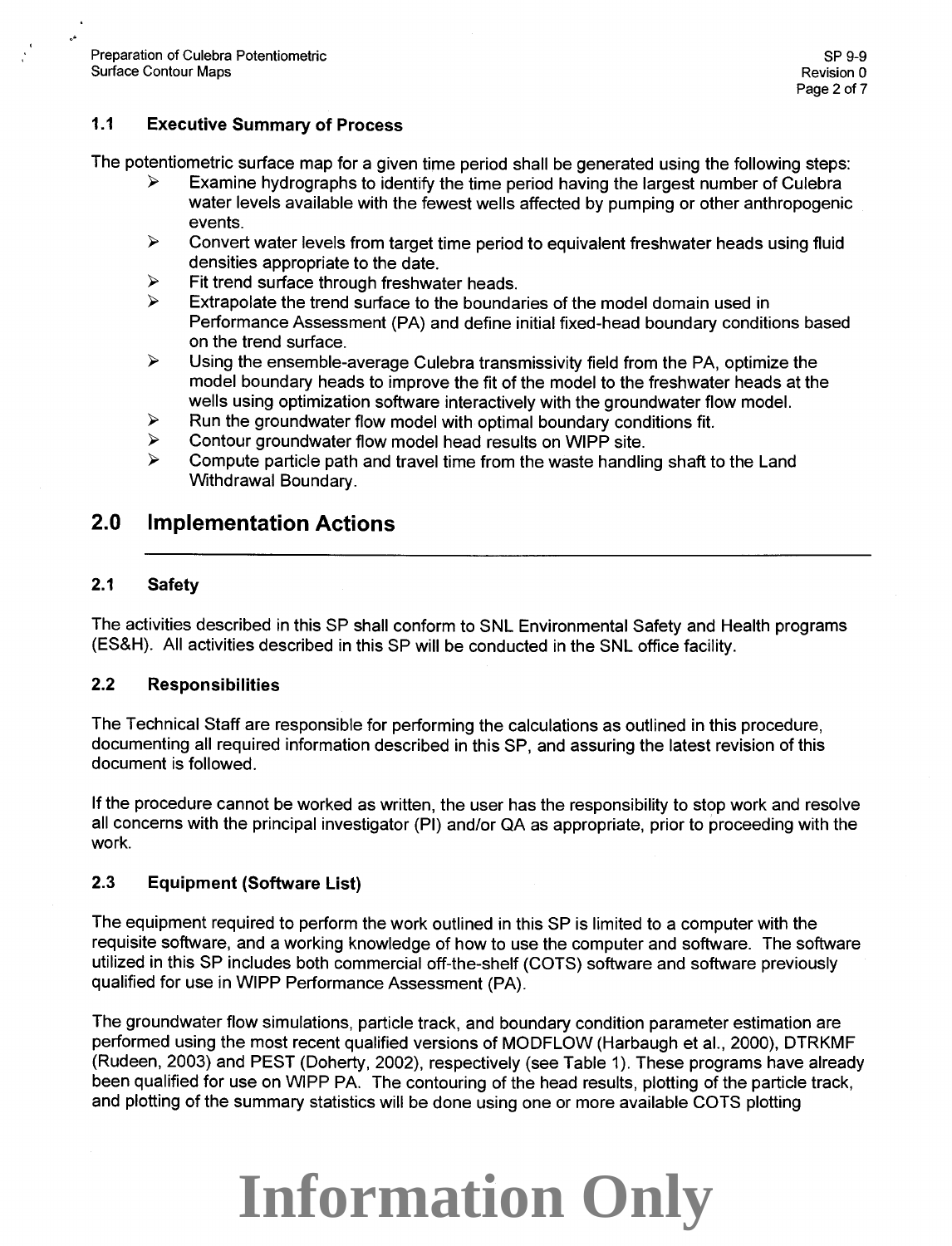### 1.1 Executive Summary of Process

The potentiometric surface map for a given time period shall be generated using the following steps:

- Examine hydrographs to identify the time period having the largest number of Culebra water levels available with the fewest wells affected by pumping or other anthropogenic events.
- Convert water levels from target time period to equivalent freshwater heads using fluid densities appropriate to the date.
- Fit trend surface through freshwater heads.
- Extrapolate the trend surface to the boundaries of the model domain used in Performance Assessment (PA) and define initial fixed-head boundary conditions based on the trend surface.
- Using the ensemble-average Culebra transmissivity field from the PA, optimize the model boundary heads to improve the fit of the model to the freshwater heads at the wells using optimization software interactively with the groundwater flow model.
- Run the groundwater flow model with optimal boundary conditions fit.
- Contour groundwater flow model head results on WIPP site.
- Compute particle path and travel time from the waste handling shaft to the Land Withdrawal Boundary.

## 2.0 Implementation Actions

### 2.1 Safety

The activities described in this SP shall conform to SNL Environmental Safety and Health programs (ES&H). All activities described in this SP will be conducted in the SNL office facility.

### 2.2 Responsibilities

The Technical Staff are responsible for performing the calculations as outlined in this procedure, documenting all required information described in this SP, and assuring the latest revision of this document is followed.

If the procedure cannot be worked as written, the user has the responsibility to stop work and resolve all concerns with the principal investigator (PI) and/or QA as appropriate, prior to proceeding with the work.

### 2.3 Equipment (Software List)

The equipment required to perform the work outlined in this SP is limited to a computer with the requisite software, and a working knowledge of how to use the computer and software. The software utilized in this SP includes both commercial off-the-shelf (COTS) software and software previously qualified for use in WIPP Performance Assessment (PA).

The groundwater flow simulations, particle track, and boundary condition parameter estimation are performed using the most recent qualified versions of MODFLOW (Harbaugh et al., 2000), DTRKMF (Rudeen, 2003) and PEST (Doherty, 2002), respectively (see Table 1). These programs have already been qualified for use on WIPP PA. The contouring of the head results, plotting of the particle track, and plotting of the summary statistics will be done using one or more available COTS plotting

Information Only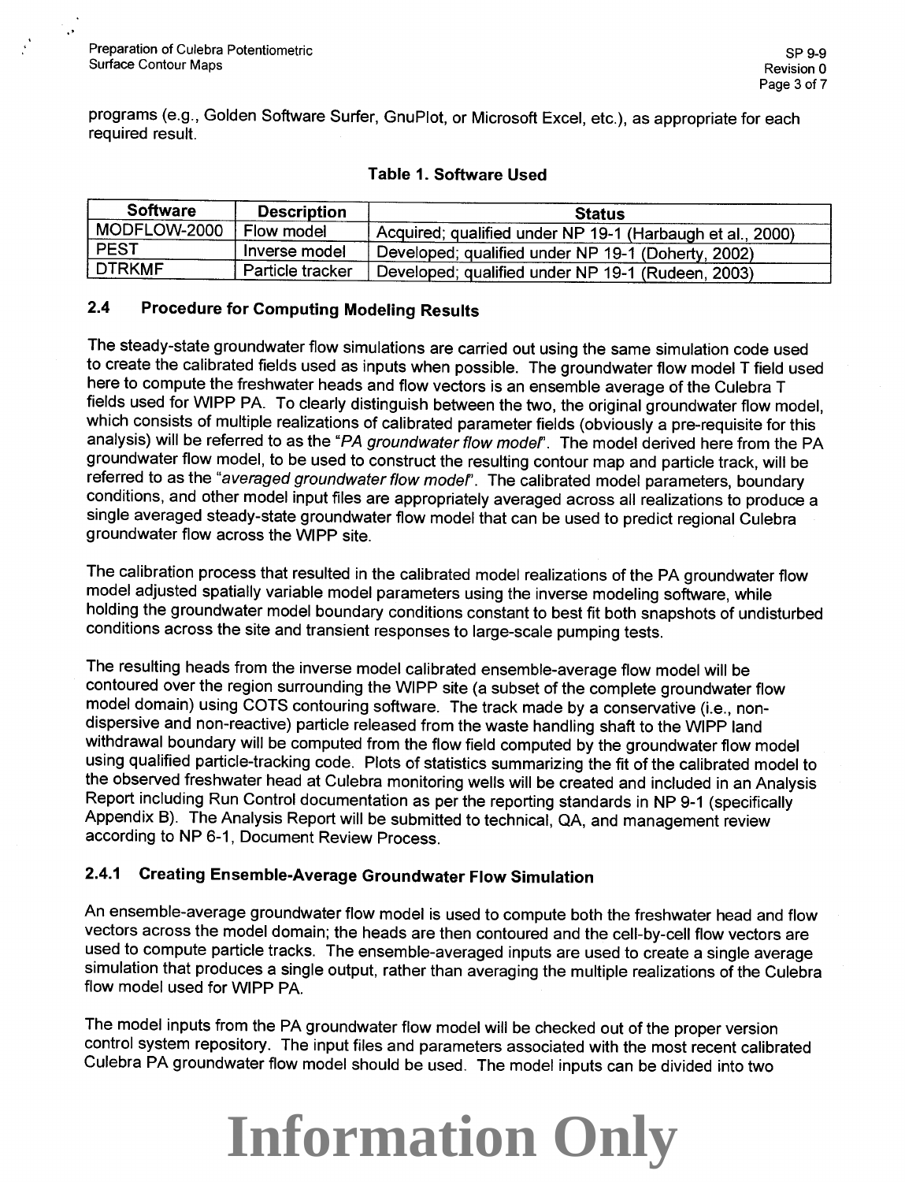programs (e.g., Golden Software Surfer, GnuPlot, or Microsoft Excel, etc.), as appropriate for each required result.

**Table 1. Software Used**

| Software | Description | Status |
|---|---|---|
| MODFLOW-2000 | Flow model | Acquired; qualified under NP 19-1 (Harbaugh et al., 2000) |
| PEST | Inverse model | Developed; qualified under NP 19-1 (Doherty, 2002) |
| DTRKMF | Particle tracker | Developed; qualified under NP 19-1 (Rudeen, 2003) |

### 2.4 Procedure for Computing Modeling Results

The steady-state groundwater flow simulations are carried out using the same simulation code used to create the calibrated fields used as inputs when possible. The groundwater flow model T field used here to compute the freshwater heads and flow vectors is an ensemble average of the Culebra T fields used for WIPP PA. To clearly distinguish between the two, the original groundwater flow model, which consists of multiple realizations of calibrated parameter fields (obviously a pre-requisite for this analysis) will be referred to as the "*PA groundwater flow model*". The model derived here from the PA groundwater flow model, to be used to construct the resulting contour map and particle track, will be referred to as the "*averaged groundwater flow model*". The calibrated model parameters, boundary conditions, and other model input files are appropriately averaged across all realizations to produce a single averaged steady-state groundwater flow model that can be used to predict regional Culebra groundwater flow across the WIPP site.

The calibration process that resulted in the calibrated model realizations of the PA groundwater flow model adjusted spatially variable model parameters using the inverse modeling software, while holding the groundwater model boundary conditions constant to best fit both snapshots of undisturbed conditions across the site and transient responses to large-scale pumping tests.

The resulting heads from the inverse model calibrated ensemble-average flow model will be contoured over the region surrounding the WIPP site (a subset of the complete groundwater flow model domain) using COTS contouring software. The track made by a conservative (i.e., non-dispersive and non-reactive) particle released from the waste handling shaft to the WIPP land withdrawal boundary will be computed from the flow field computed by the groundwater flow model using qualified particle-tracking code. Plots of statistics summarizing the fit of the calibrated model to the observed freshwater head at Culebra monitoring wells will be created and included in an Analysis Report including Run Control documentation as per the reporting standards in NP 9-1 (specifically Appendix B). The Analysis Report will be submitted to technical, QA, and management review according to NP 6-1, Document Review Process.

#### 2.4.1 Creating Ensemble-Average Groundwater Flow Simulation

An ensemble-average groundwater flow model is used to compute both the freshwater head and flow vectors across the model domain; the heads are then contoured and the cell-by-cell flow vectors are used to compute particle tracks. The ensemble-averaged inputs are used to create a single average simulation that produces a single output, rather than averaging the multiple realizations of the Culebra flow model used for WIPP PA.

The model inputs from the PA groundwater flow model will be checked out of the proper version control system repository. The input files and parameters associated with the most recent calibrated Culebra PA groundwater flow model should be used. The model inputs can be divided into two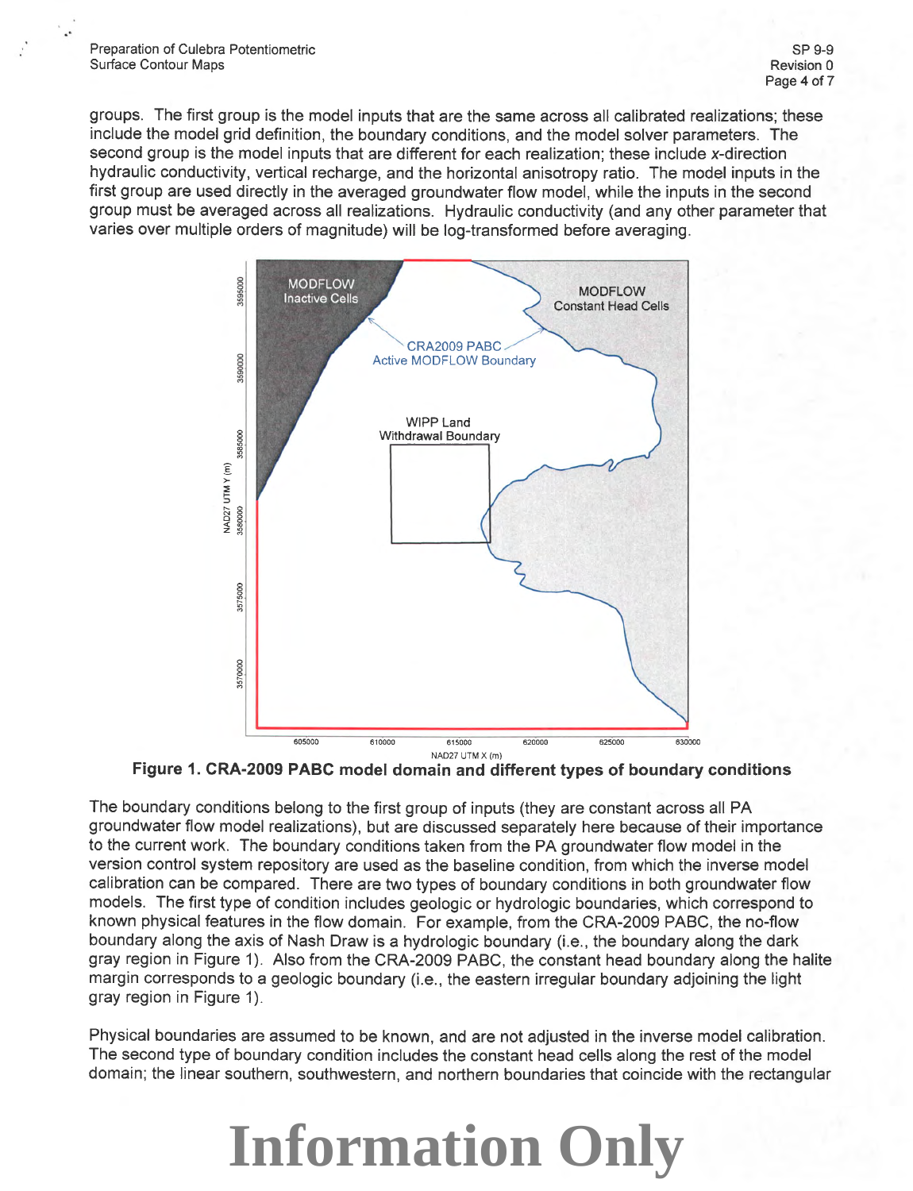groups. The first group is the model inputs that are the same across all calibrated realizations; these include the model grid definition, the boundary conditions, and the model solver parameters. The second group is the model inputs that are different for each realization; these include x-direction hydraulic conductivity, vertical recharge, and the horizontal anisotropy ratio. The model inputs in the first group are used directly in the averaged groundwater flow model, while the inputs in the second group must be averaged across all realizations. Hydraulic conductivity (and any other parameter that varies over multiple orders of magnitude) will be log-transformed before averaging.

**Figure 1. CRA-2009 PABC model domain and different types of boundary conditions**

The boundary conditions belong to the first group of inputs (they are constant across all PA groundwater flow model realizations), but are discussed separately here because of their importance to the current work. The boundary conditions taken from the PA groundwater flow model in the version control system repository are used as the baseline condition, from which the inverse model calibration can be compared. There are two types of boundary conditions in both groundwater flow models. The first type of condition includes geologic or hydrologic boundaries, which correspond to known physical features in the flow domain. For example, from the CRA-2009 PABC, the no-flow boundary along the axis of Nash Draw is a hydrologic boundary (i.e., the boundary along the dark gray region in Figure 1). Also from the CRA-2009 PABC, the constant head boundary along the halite margin corresponds to a geologic boundary (i.e., the eastern irregular boundary adjoining the light gray region in Figure 1).

Physical boundaries are assumed to be known, and are not adjusted in the inverse model calibration. The second type of boundary condition includes the constant head cells along the rest of the model domain; the linear southern, southwestern, and northern boundaries that coincide with the rectangular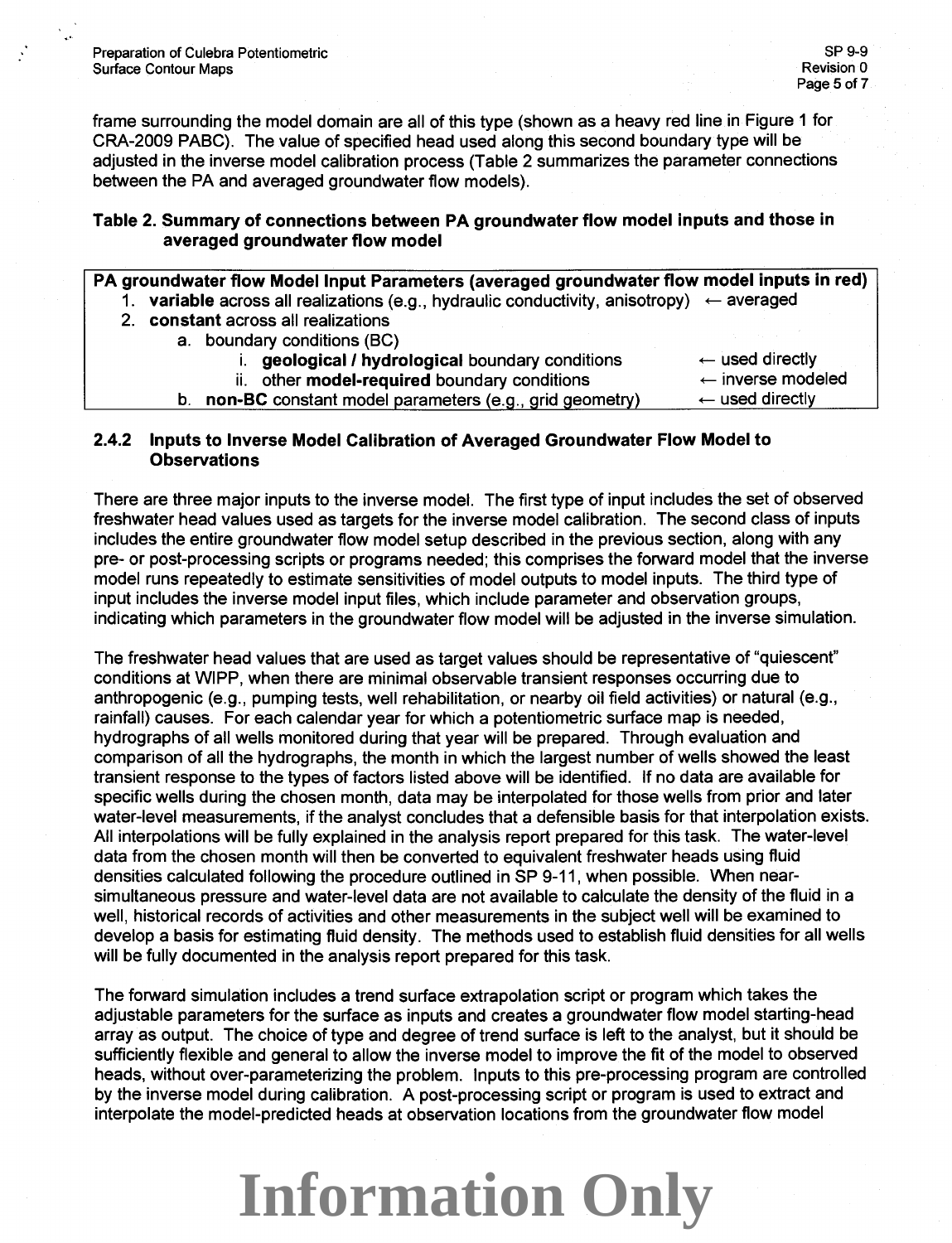frame surrounding the model domain are all of this type (shown as a heavy red line in Figure 1 for CRA-2009 PABC). The value of specified head used along this second boundary type will be adjusted in the inverse model calibration process (Table 2 summarizes the parameter connections between the PA and averaged groundwater flow models).

**Table 2. Summary of connections between PA groundwater flow model inputs and those in averaged groundwater flow model**

| PA groundwater flow Model Input Parameters (averaged groundwater flow model inputs in red) | |
|---|---|
| 1. **variable** across all realizations (e.g., hydraulic conductivity, anisotropy) | ← averaged |
| 2. **constant** across all realizations | |
| a. boundary conditions (BC) | |
| i. **geological / hydrological** boundary conditions | ← used directly |
| ii. other **model-required** boundary conditions | ← inverse modeled |
| b. **non-BC** constant model parameters (e.g., grid geometry) | ← used directly |

### 2.4.2 Inputs to Inverse Model Calibration of Averaged Groundwater Flow Model to Observations

There are three major inputs to the inverse model. The first type of input includes the set of observed freshwater head values used as targets for the inverse model calibration. The second class of inputs includes the entire groundwater flow model setup described in the previous section, along with any pre- or post-processing scripts or programs needed; this comprises the forward model that the inverse model runs repeatedly to estimate sensitivities of model outputs to model inputs. The third type of input includes the inverse model input files, which include parameter and observation groups, indicating which parameters in the groundwater flow model will be adjusted in the inverse simulation.

The freshwater head values that are used as target values should be representative of "quiescent" conditions at WIPP, when there are minimal observable transient responses occurring due to anthropogenic (e.g., pumping tests, well rehabilitation, or nearby oil field activities) or natural (e.g., rainfall) causes. For each calendar year for which a potentiometric surface map is needed, hydrographs of all wells monitored during that year will be prepared. Through evaluation and comparison of all the hydrographs, the month in which the largest number of wells showed the least transient response to the types of factors listed above will be identified. If no data are available for specific wells during the chosen month, data may be interpolated for those wells from prior and later water-level measurements, if the analyst concludes that a defensible basis for that interpolation exists. All interpolations will be fully explained in the analysis report prepared for this task. The water-level data from the chosen month will then be converted to equivalent freshwater heads using fluid densities calculated following the procedure outlined in SP 9-11, when possible. When near-simultaneous pressure and water-level data are not available to calculate the density of the fluid in a well, historical records of activities and other measurements in the subject well will be examined to develop a basis for estimating fluid density. The methods used to establish fluid densities for all wells will be fully documented in the analysis report prepared for this task.

The forward simulation includes a trend surface extrapolation script or program which takes the adjustable parameters for the surface as inputs and creates a groundwater flow model starting-head array as output. The choice of type and degree of trend surface is left to the analyst, but it should be sufficiently flexible and general to allow the inverse model to improve the fit of the model to observed heads, without over-parameterizing the problem. Inputs to this pre-processing program are controlled by the inverse model during calibration. A post-processing script or program is used to extract and interpolate the model-predicted heads at observation locations from the groundwater flow model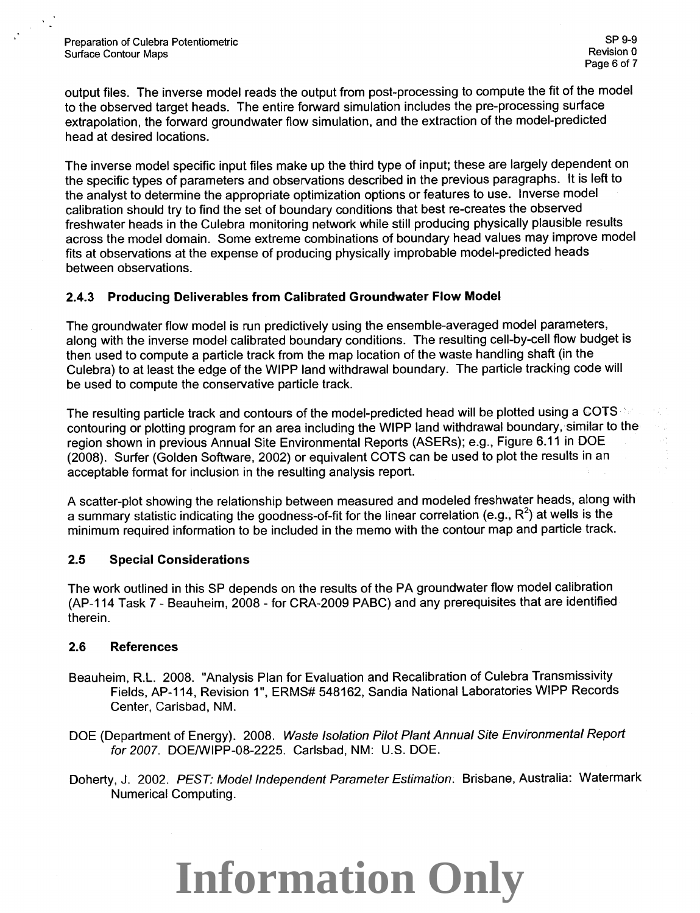output files. The inverse model reads the output from post-processing to compute the fit of the model to the observed target heads. The entire forward simulation includes the pre-processing surface extrapolation, the forward groundwater flow simulation, and the extraction of the model-predicted head at desired locations.

The inverse model specific input files make up the third type of input; these are largely dependent on the specific types of parameters and observations described in the previous paragraphs. It is left to the analyst to determine the appropriate optimization options or features to use. Inverse model calibration should try to find the set of boundary conditions that best re-creates the observed freshwater heads in the Culebra monitoring network while still producing physically plausible results across the model domain. Some extreme combinations of boundary head values may improve model fits at observations at the expense of producing physically improbable model-predicted heads between observations.

### 2.4.3 Producing Deliverables from Calibrated Groundwater Flow Model

The groundwater flow model is run predictively using the ensemble-averaged model parameters, along with the inverse model calibrated boundary conditions. The resulting cell-by-cell flow budget is then used to compute a particle track from the map location of the waste handling shaft (in the Culebra) to at least the edge of the WIPP land withdrawal boundary. The particle tracking code will be used to compute the conservative particle track.

The resulting particle track and contours of the model-predicted head will be plotted using a COTS contouring or plotting program for an area including the WIPP land withdrawal boundary, similar to the region shown in previous Annual Site Environmental Reports (ASERs); e.g., Figure 6.11 in DOE (2008). Surfer (Golden Software, 2002) or equivalent COTS can be used to plot the results in an acceptable format for inclusion in the resulting analysis report.

A scatter-plot showing the relationship between measured and modeled freshwater heads, along with a summary statistic indicating the goodness-of-fit for the linear correlation (e.g., $R^2$) at wells is the minimum required information to be included in the memo with the contour map and particle track.

## 2.5 Special Considerations

The work outlined in this SP depends on the results of the PA groundwater flow model calibration (AP-114 Task 7 - Beauheim, 2008 - for CRA-2009 PABC) and any prerequisites that are identified therein.

## 2.6 References

Beauheim, R.L. 2008. "Analysis Plan for Evaluation and Recalibration of Culebra Transmissivity Fields, AP-114, Revision 1", ERMS# 548162, Sandia National Laboratories WIPP Records Center, Carlsbad, NM.

DOE (Department of Energy). 2008. *Waste Isolation Pilot Plant Annual Site Environmental Report for 2007*. DOE/WIPP-08-2225. Carlsbad, NM: U.S. DOE.

Doherty, J. 2002. *PEST: Model Independent Parameter Estimation*. Brisbane, Australia: Watermark Numerical Computing.

Information Only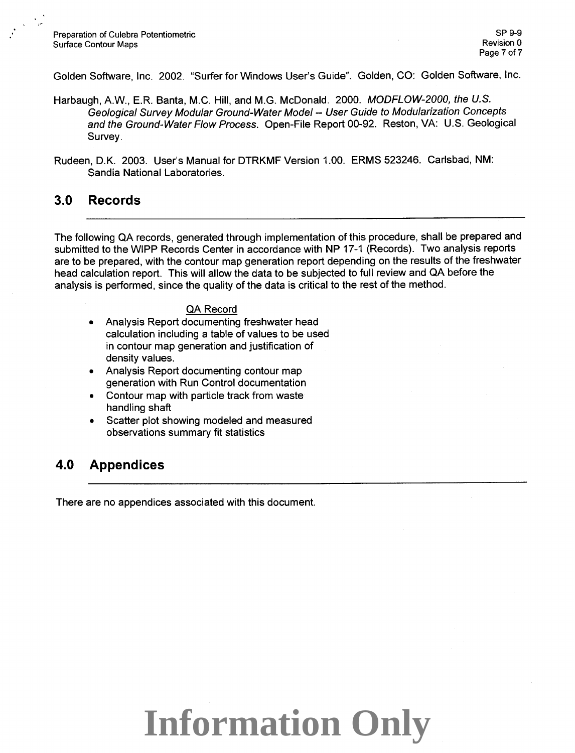Golden Software, Inc. 2002. "Surfer for Windows User's Guide". Golden, CO: Golden Software, Inc.

Harbaugh, A.W., E.R. Banta, M.C. Hill, and M.G. McDonald. 2000. *MODFLOW-2000, the U.S. Geological Survey Modular Ground-Water Model -- User Guide to Modularization Concepts and the Ground-Water Flow Process.* Open-File Report 00-92. Reston, VA: U.S. Geological Survey.

Rudeen, D.K. 2003. User's Manual for DTRKMF Version 1.00. ERMS 523246. Carlsbad, NM: Sandia National Laboratories.

## 3.0 Records

The following QA records, generated through implementation of this procedure, shall be prepared and submitted to the WIPP Records Center in accordance with NP 17-1 (Records). Two analysis reports are to be prepared, with the contour map generation report depending on the results of the freshwater head calculation report. This will allow the data to be subjected to full review and QA before the analysis is performed, since the quality of the data is critical to the rest of the method.

QA Record

- Analysis Report documenting freshwater head calculation including a table of values to be used in contour map generation and justification of density values.
- Analysis Report documenting contour map generation with Run Control documentation
- Contour map with particle track from waste handling shaft
- Scatter plot showing modeled and measured observations summary fit statistics

## 4.0 Appendices

There are no appendices associated with this document.

Information Only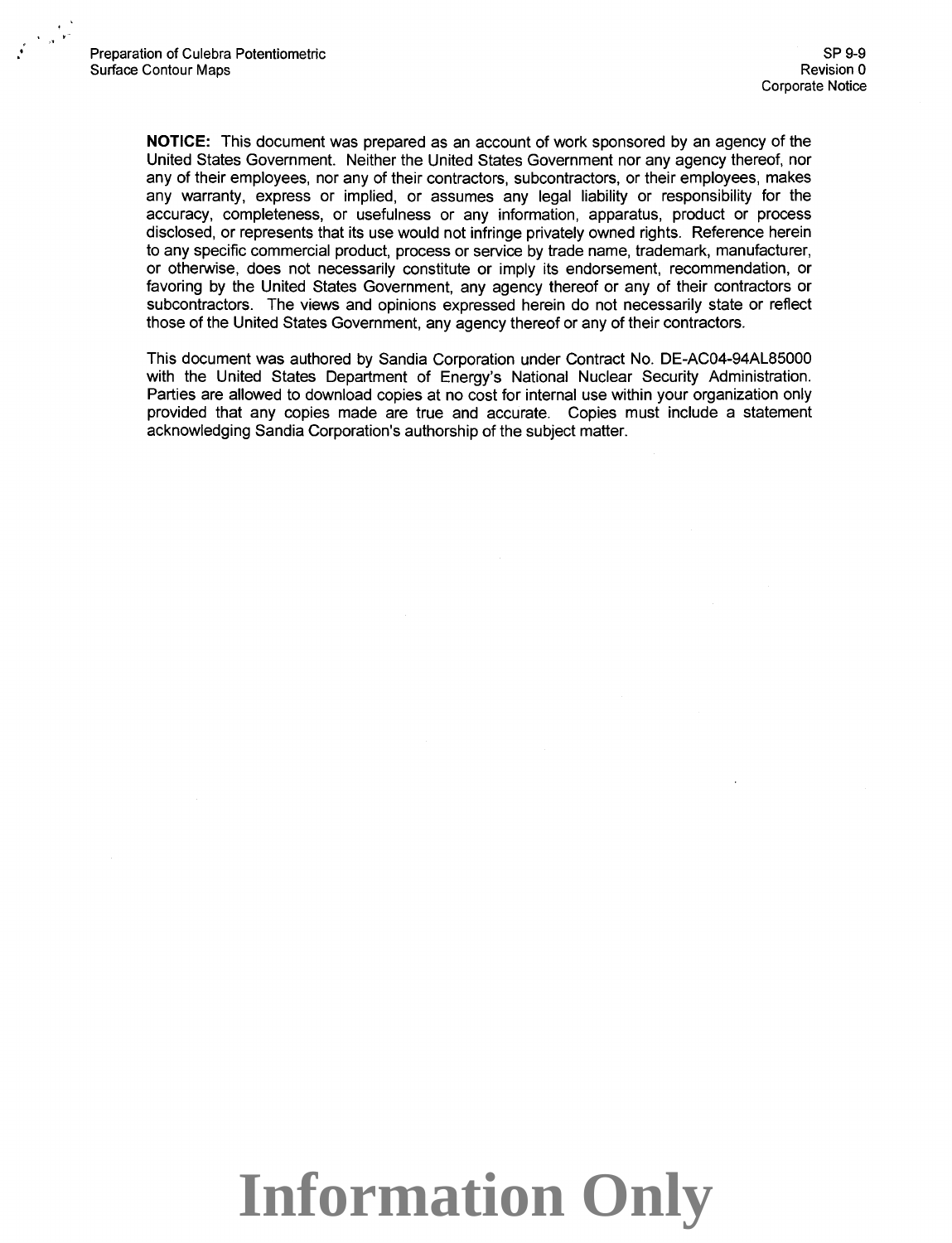**NOTICE:** This document was prepared as an account of work sponsored by an agency of the United States Government. Neither the United States Government nor any agency thereof, nor any of their employees, nor any of their contractors, subcontractors, or their employees, makes any warranty, express or implied, or assumes any legal liability or responsibility for the accuracy, completeness, or usefulness or any information, apparatus, product or process disclosed, or represents that its use would not infringe privately owned rights. Reference herein to any specific commercial product, process or service by trade name, trademark, manufacturer, or otherwise, does not necessarily constitute or imply its endorsement, recommendation, or favoring by the United States Government, any agency thereof or any of their contractors or subcontractors. The views and opinions expressed herein do not necessarily state or reflect those of the United States Government, any agency thereof or any of their contractors.

This document was authored by Sandia Corporation under Contract No. DE-AC04-94AL85000 with the United States Department of Energy's National Nuclear Security Administration. Parties are allowed to download copies at no cost for internal use within your organization only provided that any copies made are true and accurate. Copies must include a statement acknowledging Sandia Corporation's authorship of the subject matter.

Information Only